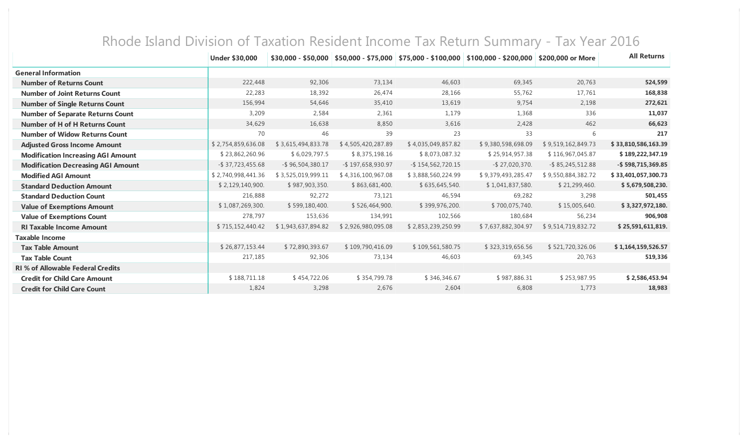# Rhode Island Division of Taxation Resident Income Tax Return Summary - Tax Year 2016

| | Under $30,000 | $30,000 - $50,000 | $50,000 - $75,000 | $75,000 - $100,000 | $100,000 - $200,000 | $200,000 or More | All Returns |
|---|---|---|---|---|---|---|---|
| **General Information** | | | | | | | |
| **Number of Returns Count** | 222,448 | 92,306 | 73,134 | 46,603 | 69,345 | 20,763 | **524,599** |
| **Number of Joint Returns Count** | 22,283 | 18,392 | 26,474 | 28,166 | 55,762 | 17,761 | **168,838** |
| **Number of Single Returns Count** | 156,994 | 54,646 | 35,410 | 13,619 | 9,754 | 2,198 | **272,621** |
| **Number of Separate Returns Count** | 3,209 | 2,584 | 2,361 | 1,179 | 1,368 | 336 | **11,037** |
| **Number of H of H Returns Count** | 34,629 | 16,638 | 8,850 | 3,616 | 2,428 | 462 | **66,623** |
| **Number of Widow Returns Count** | 70 | 46 | 39 | 23 | 33 | 6 | **217** |
| **Adjusted Gross Income Amount** | $ 2,754,859,636.08 | $ 3,615,494,833.78 | $ 4,505,420,287.89 | $ 4,035,049,857.82 | $ 9,380,598,698.09 | $ 9,519,162,849.73 | **$ 33,810,586,163.39** |
| **Modification Increasing AGI Amount** | $ 23,862,260.96 | $ 6,029,797.5 | $ 8,375,198.16 | $ 8,073,087.32 | $ 25,914,957.38 | $ 116,967,045.87 | **$ 189,222,347.19** |
| **Modification Decreasing AGI Amount** | -$ 37,723,455.68 | -$ 96,504,380.17 | -$ 197,658,930.97 | -$ 154,562,720.15 | -$ 27,020,370. | -$ 85,245,512.88 | **-$ 598,715,369.85** |
| **Modified AGI Amount** | $ 2,740,998,441.36 | $ 3,525,019,999.11 | $ 4,316,100,967.08 | $ 3,888,560,224.99 | $ 9,379,493,285.47 | $ 9,550,884,382.72 | **$ 33,401,057,300.73** |
| **Standard Deduction Amount** | $ 2,129,140,900. | $ 987,903,350. | $ 863,681,400. | $ 635,645,540. | $ 1,041,837,580. | $ 21,299,460. | **$ 5,679,508,230.** |
| **Standard Deduction Count** | 216,888 | 92,272 | 73,121 | 46,594 | 69,282 | 3,298 | **501,455** |
| **Value of Exemptions Amount** | $ 1,087,269,300. | $ 599,180,400. | $ 526,464,900. | $ 399,976,200. | $ 700,075,740. | $ 15,005,640. | **$ 3,327,972,180.** |
| **Value of Exemptions Count** | 278,797 | 153,636 | 134,991 | 102,566 | 180,684 | 56,234 | **906,908** |
| **RI Taxable Income Amount** | $ 715,152,440.42 | $ 1,943,637,894.82 | $ 2,926,980,095.08 | $ 2,853,239,250.99 | $ 7,637,882,304.97 | $ 9,514,719,832.72 | **$ 25,591,611,819.** |
| **Taxable Income** | | | | | | | |
| **Tax Table Amount** | $ 26,877,153.44 | $ 72,890,393.67 | $ 109,790,416.09 | $ 109,561,580.75 | $ 323,319,656.56 | $ 521,720,326.06 | **$ 1,164,159,526.57** |
| **Tax Table Count** | 217,185 | 92,306 | 73,134 | 46,603 | 69,345 | 20,763 | **519,336** |
| **RI % of Allowable Federal Credits** | | | | | | | |
| **Credit for Child Care Amount** | $ 188,711.18 | $ 454,722.06 | $ 354,799.78 | $ 346,346.67 | $ 987,886.31 | $ 253,987.95 | **$ 2,586,453.94** |
| **Credit for Child Care Count** | 1,824 | 3,298 | 2,676 | 2,604 | 6,808 | 1,773 | **18,983** |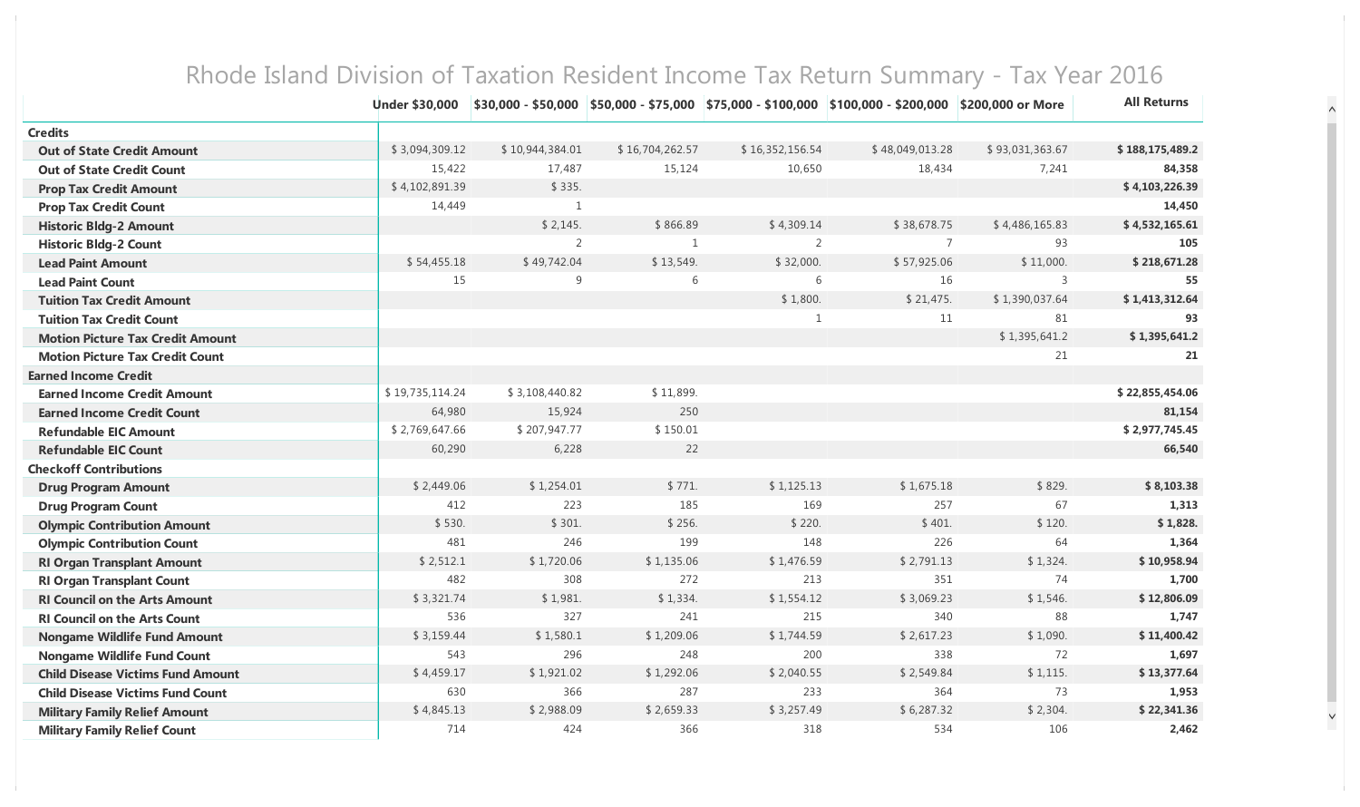# Rhode Island Division of Taxation Resident Income Tax Return Summary - Tax Year 2016

| | Under $30,000 | $30,000 - $50,000 | $50,000 - $75,000 | $75,000 - $100,000 | $100,000 - $200,000 | $200,000 or More | All Returns |
|---|---|---|---|---|---|---|---|
| **Credits** | | | | | | | |
| **Out of State Credit Amount** | $ 3,094,309.12 | $ 10,944,384.01 | $ 16,704,262.57 | $ 16,352,156.54 | $ 48,049,013.28 | $ 93,031,363.67 | **$ 188,175,489.2** |
| **Out of State Credit Count** | 15,422 | 17,487 | 15,124 | 10,650 | 18,434 | 7,241 | **84,358** |
| **Prop Tax Credit Amount** | $ 4,102,891.39 | $ 335. | | | | | **$ 4,103,226.39** |
| **Prop Tax Credit Count** | 14,449 | 1 | | | | | **14,450** |
| **Historic Bldg-2 Amount** | | $ 2,145. | $ 866.89 | $ 4,309.14 | $ 38,678.75 | $ 4,486,165.83 | **$ 4,532,165.61** |
| **Historic Bldg-2 Count** | | 2 | 1 | 2 | 7 | 93 | **105** |
| **Lead Paint Amount** | $ 54,455.18 | $ 49,742.04 | $ 13,549. | $ 32,000. | $ 57,925.06 | $ 11,000. | **$ 218,671.28** |
| **Lead Paint Count** | 15 | 9 | 6 | 6 | 16 | 3 | **55** |
| **Tuition Tax Credit Amount** | | | | $ 1,800. | $ 21,475. | $ 1,390,037.64 | **$ 1,413,312.64** |
| **Tuition Tax Credit Count** | | | | 1 | 11 | 81 | **93** |
| **Motion Picture Tax Credit Amount** | | | | | | $ 1,395,641.2 | **$ 1,395,641.2** |
| **Motion Picture Tax Credit Count** | | | | | | 21 | **21** |
| **Earned Income Credit** | | | | | | | |
| **Earned Income Credit Amount** | $ 19,735,114.24 | $ 3,108,440.82 | $ 11,899. | | | | **$ 22,855,454.06** |
| **Earned Income Credit Count** | 64,980 | 15,924 | 250 | | | | **81,154** |
| **Refundable EIC Amount** | $ 2,769,647.66 | $ 207,947.77 | $ 150.01 | | | | **$ 2,977,745.45** |
| **Refundable EIC Count** | 60,290 | 6,228 | 22 | | | | **66,540** |
| **Checkoff Contributions** | | | | | | | |
| **Drug Program Amount** | $ 2,449.06 | $ 1,254.01 | $ 771. | $ 1,125.13 | $ 1,675.18 | $ 829. | **$ 8,103.38** |
| **Drug Program Count** | 412 | 223 | 185 | 169 | 257 | 67 | **1,313** |
| **Olympic Contribution Amount** | $ 530. | $ 301. | $ 256. | $ 220. | $ 401. | $ 120. | **$ 1,828.** |
| **Olympic Contribution Count** | 481 | 246 | 199 | 148 | 226 | 64 | **1,364** |
| **RI Organ Transplant Amount** | $ 2,512.1 | $ 1,720.06 | $ 1,135.06 | $ 1,476.59 | $ 2,791.13 | $ 1,324. | **$ 10,958.94** |
| **RI Organ Transplant Count** | 482 | 308 | 272 | 213 | 351 | 74 | **1,700** |
| **RI Council on the Arts Amount** | $ 3,321.74 | $ 1,981. | $ 1,334. | $ 1,554.12 | $ 3,069.23 | $ 1,546. | **$ 12,806.09** |
| **RI Council on the Arts Count** | 536 | 327 | 241 | 215 | 340 | 88 | **1,747** |
| **Nongame Wildlife Fund Amount** | $ 3,159.44 | $ 1,580.1 | $ 1,209.06 | $ 1,744.59 | $ 2,617.23 | $ 1,090. | **$ 11,400.42** |
| **Nongame Wildlife Fund Count** | 543 | 296 | 248 | 200 | 338 | 72 | **1,697** |
| **Child Disease Victims Fund Amount** | $ 4,459.17 | $ 1,921.02 | $ 1,292.06 | $ 2,040.55 | $ 2,549.84 | $ 1,115. | **$ 13,377.64** |
| **Child Disease Victims Fund Count** | 630 | 366 | 287 | 233 | 364 | 73 | **1,953** |
| **Military Family Relief Amount** | $ 4,845.13 | $ 2,988.09 | $ 2,659.33 | $ 3,257.49 | $ 6,287.32 | $ 2,304. | **$ 22,341.36** |
| **Military Family Relief Count** | 714 | 424 | 366 | 318 | 534 | 106 | **2,462** |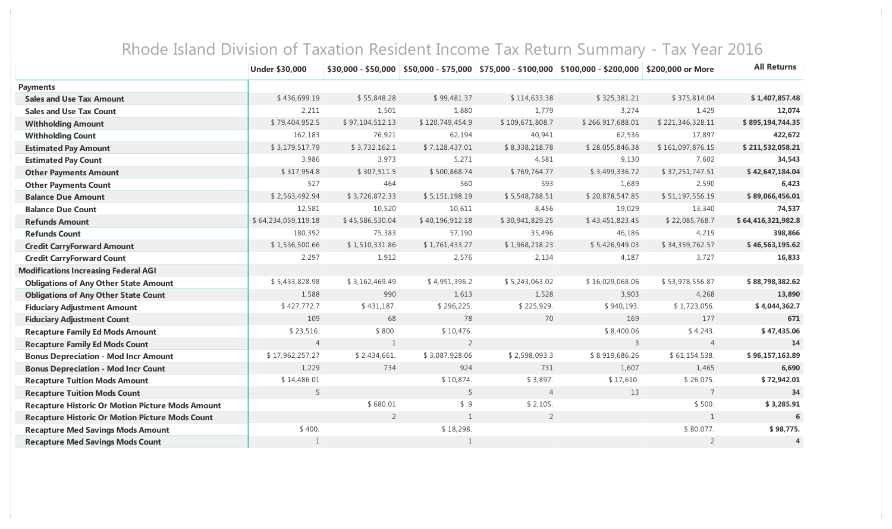# Rhode Island Division of Taxation Resident Income Tax Return Summary - Tax Year 2016

| | Under $30,000 | $30,000 - $50,000 | $50,000 - $75,000 | $75,000 - $100,000 | $100,000 - $200,000 | $200,000 or More | All Returns |
|---|---|---|---|---|---|---|---|
| **Payments** | | | | | | | |
| **Sales and Use Tax Amount** | $ 436,699.19 | $ 55,848.28 | $ 99,481.37 | $ 114,633.38 | $ 325,381.21 | $ 375,814.04 | **$ 1,407,857.48** |
| **Sales and Use Tax Count** | 2,211 | 1,501 | 1,880 | 1,779 | 3,274 | 1,429 | **12,074** |
| **Withholding Amount** | $ 79,404,952.5 | $ 97,104,512.13 | $ 120,749,454.9 | $ 109,671,808.7 | $ 266,917,688.01 | $ 221,346,328.11 | **$ 895,194,744.35** |
| **Withholding Count** | 162,183 | 76,921 | 62,194 | 40,941 | 62,536 | 17,897 | **422,672** |
| **Estimated Pay Amount** | $ 3,179,517.79 | $ 3,732,162.1 | $ 7,128,437.01 | $ 8,338,218.78 | $ 28,055,846.38 | $ 161,097,876.15 | **$ 211,532,058.21** |
| **Estimated Pay Count** | 3,986 | 3,973 | 5,271 | 4,581 | 9,130 | 7,602 | **34,543** |
| **Other Payments Amount** | $ 317,954.8 | $ 307,511.5 | $ 500,868.74 | $ 769,764.77 | $ 3,499,336.72 | $ 37,251,747.51 | **$ 42,647,184.04** |
| **Other Payments Count** | 527 | 464 | 560 | 593 | 1,689 | 2,590 | **6,423** |
| **Balance Due Amount** | $ 2,563,492.94 | $ 3,726,872.33 | $ 5,151,198.19 | $ 5,548,788.51 | $ 20,878,547.85 | $ 51,197,556.19 | **$ 89,066,456.01** |
| **Balance Due Count** | 12,581 | 10,520 | 10,611 | 8,456 | 19,029 | 13,340 | **74,537** |
| **Refunds Amount** | $ 64,234,059,119.18 | $ 45,586,530.04 | $ 40,196,912.18 | $ 30,941,829.25 | $ 43,451,823.45 | $ 22,085,768.7 | **$ 64,416,321,982.8** |
| **Refunds Count** | 180,392 | 75,383 | 57,190 | 35,496 | 46,186 | 4,219 | **398,866** |
| **Credit CarryForward Amount** | $ 1,536,500.66 | $ 1,510,331.86 | $ 1,761,433.27 | $ 1,968,218.23 | $ 5,426,949.03 | $ 34,359,762.57 | **$ 46,563,195.62** |
| **Credit CarryForward Count** | 2,297 | 1,912 | 2,576 | 2,134 | 4,187 | 3,727 | **16,833** |
| **Modifications Increasing Federal AGI** | | | | | | | |
| **Obligations of Any Other State Amount** | $ 5,433,828.98 | $ 3,162,469.49 | $ 4,951,396.2 | $ 5,243,063.02 | $ 16,029,068.06 | $ 53,978,556.87 | **$ 88,798,382.62** |
| **Obligations of Any Other State Count** | 1,588 | 990 | 1,613 | 1,528 | 3,903 | 4,268 | **13,890** |
| **Fiduciary Adjustment Amount** | $ 427,772.7 | $ 431,187. | $ 296,225. | $ 225,929. | $ 940,193. | $ 1,723,056. | **$ 4,044,362.7** |
| **Fiduciary Adjustment Count** | 109 | 68 | 78 | 70 | 169 | 177 | **671** |
| **Recapture Family Ed Mods Amount** | $ 23,516. | $ 800. | $ 10,476. | | $ 8,400.06 | $ 4,243. | **$ 47,435.06** |
| **Recapture Family Ed Mods Count** | 4 | 1 | 2 | | 3 | 4 | **14** |
| **Bonus Depreciation - Mod Incr Amount** | $ 17,962,257.27 | $ 2,434,661. | $ 3,087,928.06 | $ 2,598,093.3 | $ 8,919,686.26 | $ 61,154,538. | **$ 96,157,163.89** |
| **Bonus Depreciation - Mod Incr Count** | 1,229 | 734 | 924 | 731 | 1,607 | 1,465 | **6,690** |
| **Recapture Tuition Mods Amount** | $ 14,486.01 | | $ 10,874. | $ 3,897. | $ 17,610. | $ 26,075. | **$ 72,942.01** |
| **Recapture Tuition Mods Count** | 5 | | 5 | 4 | 13 | 7 | **34** |
| **Recapture Historic Or Motion Picture Mods Amount** | | $ 680.01 | $ .9 | $ 2,105. | | $ 500. | **$ 3,285.91** |
| **Recapture Historic Or Motion Picture Mods Count** | | 2 | 1 | 2 | | 1 | **6** |
| **Recapture Med Savings Mods Amount** | $ 400. | | $ 18,298. | | | $ 80,077. | **$ 98,775.** |
| **Recapture Med Savings Mods Count** | 1 | | 1 | | | 2 | **4** |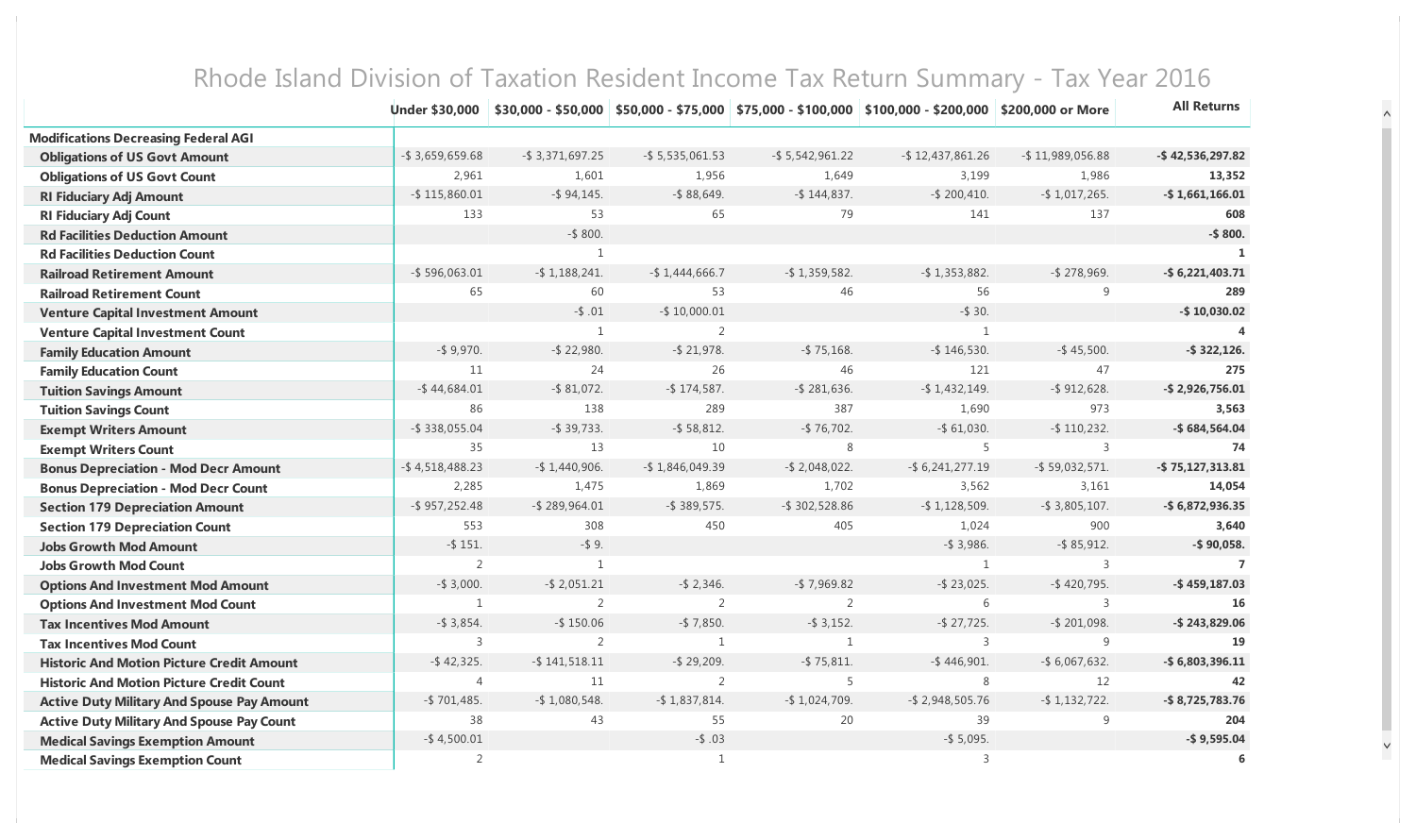# Rhode Island Division of Taxation Resident Income Tax Return Summary - Tax Year 2016

| | Under $30,000 | $30,000 - $50,000 | $50,000 - $75,000 | $75,000 - $100,000 | $100,000 - $200,000 | $200,000 or More | All Returns |
|---|---|---|---|---|---|---|---|
| **Modifications Decreasing Federal AGI** | | | | | | | |
| **Obligations of US Govt Amount** | -$ 3,659,659.68 | -$ 3,371,697.25 | -$ 5,535,061.53 | -$ 5,542,961.22 | -$ 12,437,861.26 | -$ 11,989,056.88 | **-$ 42,536,297.82** |
| **Obligations of US Govt Count** | 2,961 | 1,601 | 1,956 | 1,649 | 3,199 | 1,986 | **13,352** |
| **RI Fiduciary Adj Amount** | -$ 115,860.01 | -$ 94,145. | -$ 88,649. | -$ 144,837. | -$ 200,410. | -$ 1,017,265. | **-$ 1,661,166.01** |
| **RI Fiduciary Adj Count** | 133 | 53 | 65 | 79 | 141 | 137 | **608** |
| **Rd Facilities Deduction Amount** | | -$ 800. | | | | | **-$ 800.** |
| **Rd Facilities Deduction Count** | | 1 | | | | | **1** |
| **Railroad Retirement Amount** | -$ 596,063.01 | -$ 1,188,241. | -$ 1,444,666.7 | -$ 1,359,582. | -$ 1,353,882. | -$ 278,969. | **-$ 6,221,403.71** |
| **Railroad Retirement Count** | 65 | 60 | 53 | 46 | 56 | 9 | **289** |
| **Venture Capital Investment Amount** | | -$ .01 | -$ 10,000.01 | | -$ 30. | | **-$ 10,030.02** |
| **Venture Capital Investment Count** | | 1 | 2 | | 1 | | **4** |
| **Family Education Amount** | -$ 9,970. | -$ 22,980. | -$ 21,978. | -$ 75,168. | -$ 146,530. | -$ 45,500. | **-$ 322,126.** |
| **Family Education Count** | 11 | 24 | 26 | 46 | 121 | 47 | **275** |
| **Tuition Savings Amount** | -$ 44,684.01 | -$ 81,072. | -$ 174,587. | -$ 281,636. | -$ 1,432,149. | -$ 912,628. | **-$ 2,926,756.01** |
| **Tuition Savings Count** | 86 | 138 | 289 | 387 | 1,690 | 973 | **3,563** |
| **Exempt Writers Amount** | -$ 338,055.04 | -$ 39,733. | -$ 58,812. | -$ 76,702. | -$ 61,030. | -$ 110,232. | **-$ 684,564.04** |
| **Exempt Writers Count** | 35 | 13 | 10 | 8 | 5 | 3 | **74** |
| **Bonus Depreciation - Mod Decr Amount** | -$ 4,518,488.23 | -$ 1,440,906. | -$ 1,846,049.39 | -$ 2,048,022. | -$ 6,241,277.19 | -$ 59,032,571. | **-$ 75,127,313.81** |
| **Bonus Depreciation - Mod Decr Count** | 2,285 | 1,475 | 1,869 | 1,702 | 3,562 | 3,161 | **14,054** |
| **Section 179 Depreciation Amount** | -$ 957,252.48 | -$ 289,964.01 | -$ 389,575. | -$ 302,528.86 | -$ 1,128,509. | -$ 3,805,107. | **-$ 6,872,936.35** |
| **Section 179 Depreciation Count** | 553 | 308 | 450 | 405 | 1,024 | 900 | **3,640** |
| **Jobs Growth Mod Amount** | -$ 151. | -$ 9. | | | -$ 3,986. | -$ 85,912. | **-$ 90,058.** |
| **Jobs Growth Mod Count** | 2 | 1 | | | 1 | 3 | **7** |
| **Options And Investment Mod Amount** | -$ 3,000. | -$ 2,051.21 | -$ 2,346. | -$ 7,969.82 | -$ 23,025. | -$ 420,795. | **-$ 459,187.03** |
| **Options And Investment Mod Count** | 1 | 2 | 2 | 2 | 6 | 3 | **16** |
| **Tax Incentives Mod Amount** | -$ 3,854. | -$ 150.06 | -$ 7,850. | -$ 3,152. | -$ 27,725. | -$ 201,098. | **-$ 243,829.06** |
| **Tax Incentives Mod Count** | 3 | 2 | 1 | 1 | 3 | 9 | **19** |
| **Historic And Motion Picture Credit Amount** | -$ 42,325. | -$ 141,518.11 | -$ 29,209. | -$ 75,811. | -$ 446,901. | -$ 6,067,632. | **-$ 6,803,396.11** |
| **Historic And Motion Picture Credit Count** | 4 | 11 | 2 | 5 | 8 | 12 | **42** |
| **Active Duty Military And Spouse Pay Amount** | -$ 701,485. | -$ 1,080,548. | -$ 1,837,814. | -$ 1,024,709. | -$ 2,948,505.76 | -$ 1,132,722. | **-$ 8,725,783.76** |
| **Active Duty Military And Spouse Pay Count** | 38 | 43 | 55 | 20 | 39 | 9 | **204** |
| **Medical Savings Exemption Amount** | -$ 4,500.01 | | -$ .03 | | -$ 5,095. | | **-$ 9,595.04** |
| **Medical Savings Exemption Count** | 2 | | 1 | | 3 | | **6** |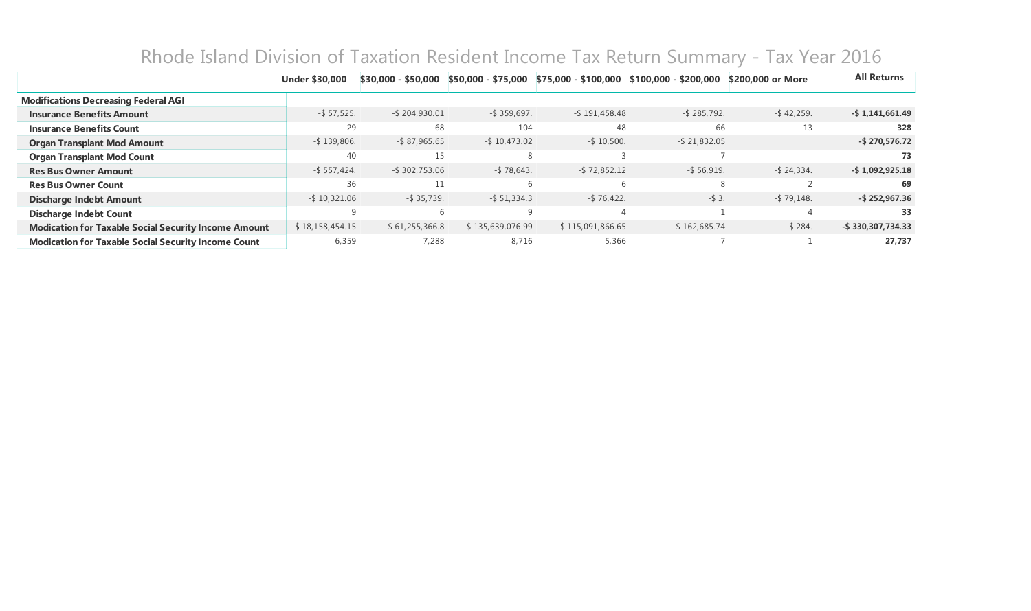# Rhode Island Division of Taxation Resident Income Tax Return Summary - Tax Year 2016

| | Under $30,000 | $30,000 - $50,000 | $50,000 - $75,000 | $75,000 - $100,000 | $100,000 - $200,000 | $200,000 or More | All Returns |
|---|---|---|---|---|---|---|---|
| **Modifications Decreasing Federal AGI** | | | | | | | |
| **Insurance Benefits Amount** | -$ 57,525. | -$ 204,930.01 | -$ 359,697. | -$ 191,458.48 | -$ 285,792. | -$ 42,259. | **-$ 1,141,661.49** |
| **Insurance Benefits Count** | 29 | 68 | 104 | 48 | 66 | 13 | **328** |
| **Organ Transplant Mod Amount** | -$ 139,806. | -$ 87,965.65 | -$ 10,473.02 | -$ 10,500. | -$ 21,832.05 | | **-$ 270,576.72** |
| **Organ Transplant Mod Count** | 40 | 15 | 8 | 3 | 7 | | **73** |
| **Res Bus Owner Amount** | -$ 557,424. | -$ 302,753.06 | -$ 78,643. | -$ 72,852.12 | -$ 56,919. | -$ 24,334. | **-$ 1,092,925.18** |
| **Res Bus Owner Count** | 36 | 11 | 6 | 6 | 8 | 2 | **69** |
| **Discharge Indebt Amount** | -$ 10,321.06 | -$ 35,739. | -$ 51,334.3 | -$ 76,422. | -$ 3. | -$ 79,148. | **-$ 252,967.36** |
| **Discharge Indebt Count** | 9 | 6 | 9 | 4 | 1 | 4 | **33** |
| **Modication for Taxable Social Security Income Amount** | -$ 18,158,454.15 | -$ 61,255,366.8 | -$ 135,639,076.99 | -$ 115,091,866.65 | -$ 162,685.74 | -$ 284. | **-$ 330,307,734.33** |
| **Modication for Taxable Social Security Income Count** | 6,359 | 7,288 | 8,716 | 5,366 | 7 | 1 | **27,737** |